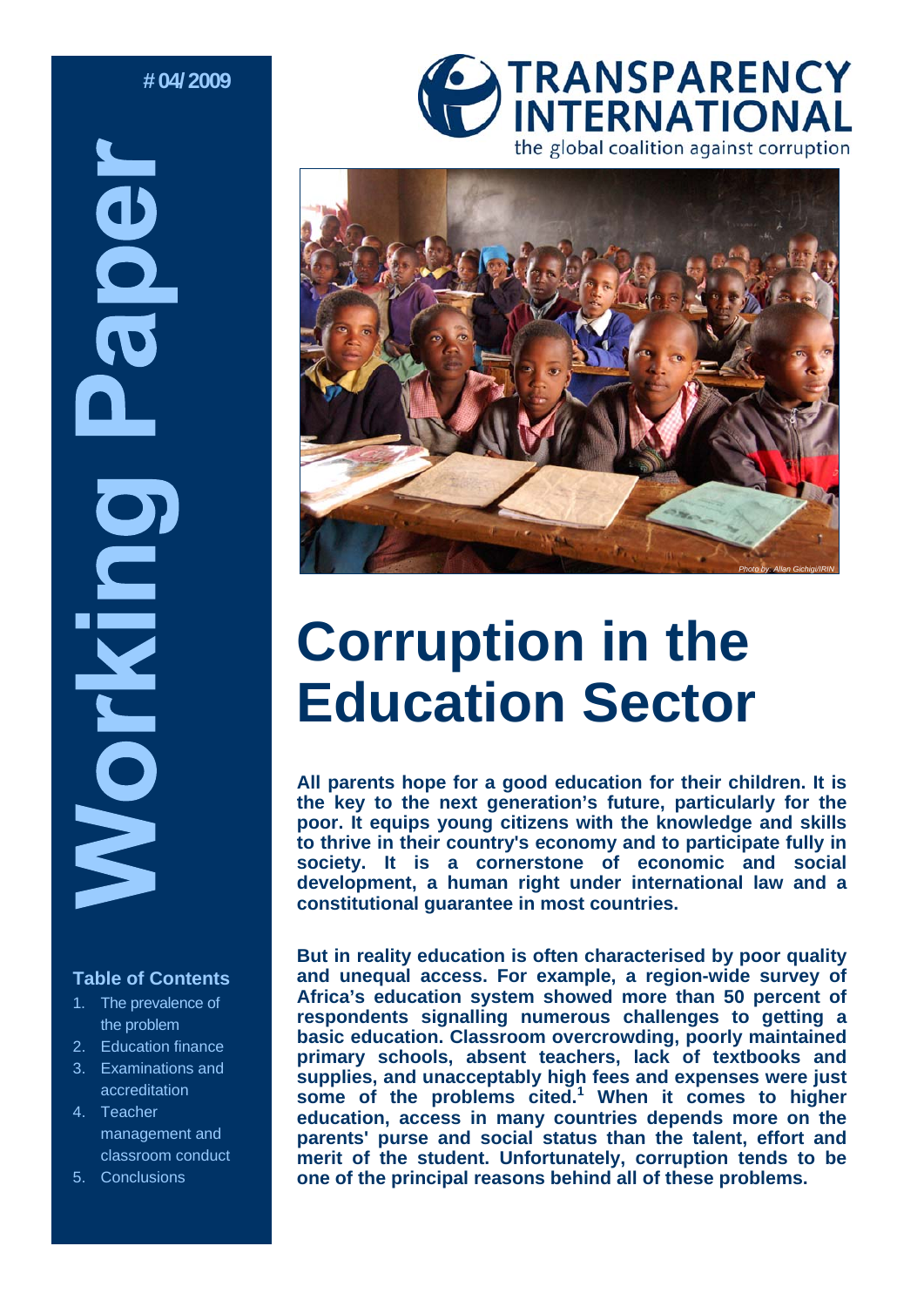# 04/ 2009

**Working Paper**

TRANSPARENCY INTERNATIONAL

the global coalition against corruption

*Photo by: Allan Gichigi/IRIN*

# Corruption in the Education Sector

**All parents hope for a good education for their children. It is the key to the next generation's future, particularly for the poor. It equips young citizens with the knowledge and skills to thrive in their country's economy and to participate fully in society. It is a cornerstone of economic and social development, a human right under international law and a constitutional guarantee in most countries.**

**But in reality education is often characterised by poor quality and unequal access. For example, a region-wide survey of Africa's education system showed more than 50 percent of respondents signalling numerous challenges to getting a basic education. Classroom overcrowding, poorly maintained primary schools, absent teachers, lack of textbooks and supplies, and unacceptably high fees and expenses were just some of the problems cited.[1] When it comes to higher education, access in many countries depends more on the parents' purse and social status than the talent, effort and merit of the student. Unfortunately, corruption tends to be one of the principal reasons behind all of these problems.**

### Table of Contents

1. The prevalence of the problem
2. Education finance
3. Examinations and accreditation
4. Teacher management and classroom conduct
5. Conclusions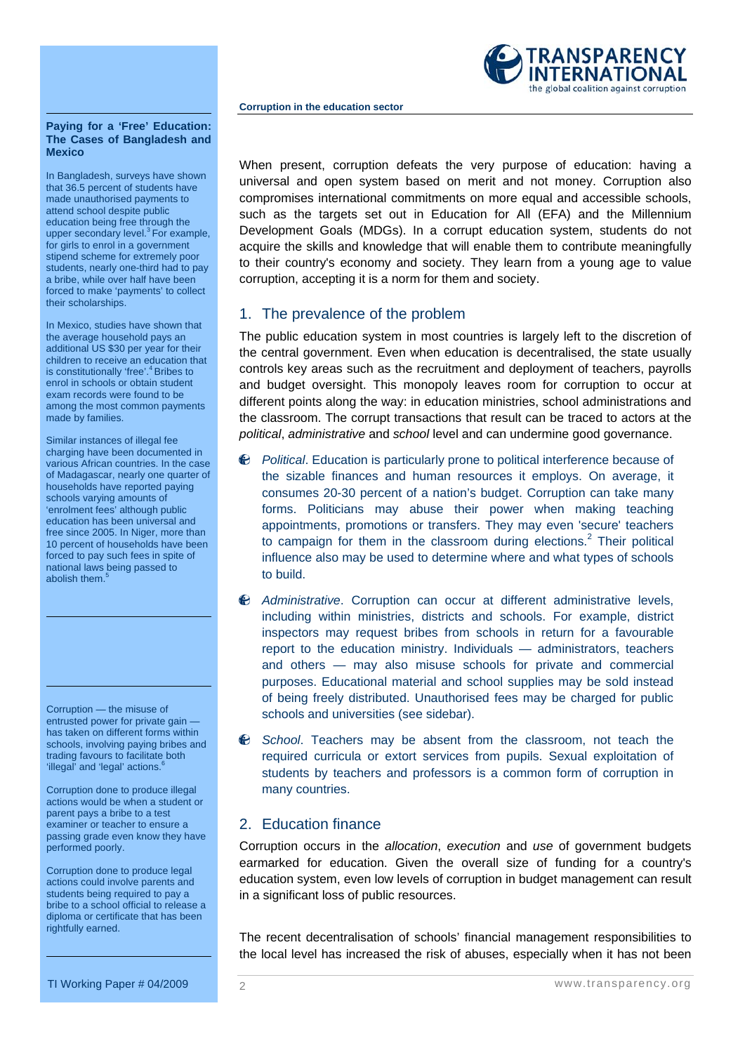When present, corruption defeats the very purpose of education: having a universal and open system based on merit and not money. Corruption also compromises international commitments on more equal and accessible schools, such as the targets set out in Education for All (EFA) and the Millennium Development Goals (MDGs). In a corrupt education system, students do not acquire the skills and knowledge that will enable them to contribute meaningfully to their country's economy and society. They learn from a young age to value corruption, accepting it is a norm for them and society.

## 1. The prevalence of the problem

The public education system in most countries is largely left to the discretion of the central government. Even when education is decentralised, the state usually controls key areas such as the recruitment and deployment of teachers, payrolls and budget oversight. This monopoly leaves room for corruption to occur at different points along the way: in education ministries, school administrations and the classroom. The corrupt transactions that result can be traced to actors at the *political*, *administrative* and *school* level and can undermine good governance.

- *Political*. Education is particularly prone to political interference because of the sizable finances and human resources it employs. On average, it consumes 20-30 percent of a nation's budget. Corruption can take many forms. Politicians may abuse their power when making teaching appointments, promotions or transfers. They may even 'secure' teachers to campaign for them in the classroom during elections.[2] Their political influence also may be used to determine where and what types of schools to build.
- *Administrative*. Corruption can occur at different administrative levels, including within ministries, districts and schools. For example, district inspectors may request bribes from schools in return for a favourable report to the education ministry. Individuals — administrators, teachers and others — may also misuse schools for private and commercial purposes. Educational material and school supplies may be sold instead of being freely distributed. Unauthorised fees may be charged for public schools and universities (see sidebar).
- *School*. Teachers may be absent from the classroom, not teach the required curricula or extort services from pupils. Sexual exploitation of students by teachers and professors is a common form of corruption in many countries.

## 2. Education finance

Corruption occurs in the *allocation*, *execution* and *use* of government budgets earmarked for education. Given the overall size of funding for a country's education system, even low levels of corruption in budget management can result in a significant loss of public resources.

The recent decentralisation of schools' financial management responsibilities to the local level has increased the risk of abuses, especially when it has not been

**Paying for a 'Free' Education: The Cases of Bangladesh and Mexico**

In Bangladesh, surveys have shown that 36.5 percent of students have made unauthorised payments to attend school despite public education being free through the upper secondary level.[3] For example, for girls to enrol in a government stipend scheme for extremely poor students, nearly one-third had to pay a bribe, while over half have been forced to make 'payments' to collect their scholarships.

In Mexico, studies have shown that the average household pays an additional US $30 per year for their children to receive an education that is constitutionally 'free'.[4] Bribes to enrol in schools or obtain student exam records were found to be among the most common payments made by families.

Similar instances of illegal fee charging have been documented in various African countries. In the case of Madagascar, nearly one quarter of households have reported paying schools varying amounts of 'enrolment fees' although public education has been universal and free since 2005. In Niger, more than 10 percent of households have been forced to pay such fees in spite of national laws being passed to abolish them.[5]

Corruption — the misuse of entrusted power for private gain — has taken on different forms within schools, involving paying bribes and trading favours to facilitate both 'illegal' and 'legal' actions.[6]

Corruption done to produce illegal actions would be when a student or parent pays a bribe to a test examiner or teacher to ensure a passing grade even know they have performed poorly.

Corruption done to produce legal actions could involve parents and students being required to pay a bribe to a school official to release a diploma or certificate that has been rightfully earned.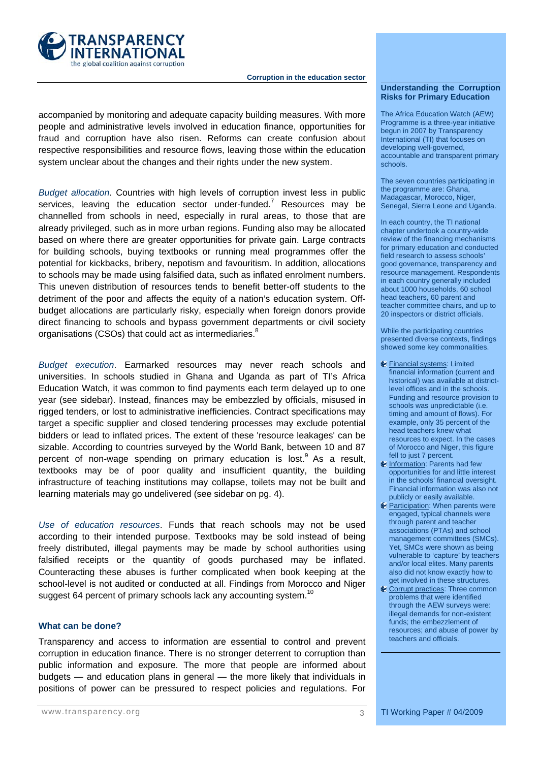accompanied by monitoring and adequate capacity building measures. With more people and administrative levels involved in education finance, opportunities for fraud and corruption have also risen. Reforms can create confusion about respective responsibilities and resource flows, leaving those within the education system unclear about the changes and their rights under the new system.

*Budget allocation*. Countries with high levels of corruption invest less in public services, leaving the education sector under-funded.[7] Resources may be channelled from schools in need, especially in rural areas, to those that are already privileged, such as in more urban regions. Funding also may be allocated based on where there are greater opportunities for private gain. Large contracts for building schools, buying textbooks or running meal programmes offer the potential for kickbacks, bribery, nepotism and favouritism. In addition, allocations to schools may be made using falsified data, such as inflated enrolment numbers. This uneven distribution of resources tends to benefit better-off students to the detriment of the poor and affects the equity of a nation's education system. Off-budget allocations are particularly risky, especially when foreign donors provide direct financing to schools and bypass government departments or civil society organisations (CSOs) that could act as intermediaries.[8]

*Budget execution*. Earmarked resources may never reach schools and universities. In schools studied in Ghana and Uganda as part of TI's Africa Education Watch, it was common to find payments each term delayed up to one year (see sidebar). Instead, finances may be embezzled by officials, misused in rigged tenders, or lost to administrative inefficiencies. Contract specifications may target a specific supplier and closed tendering processes may exclude potential bidders or lead to inflated prices. The extent of these 'resource leakages' can be sizable. According to countries surveyed by the World Bank, between 10 and 87 percent of non-wage spending on primary education is lost.[9] As a result, textbooks may be of poor quality and insufficient quantity, the building infrastructure of teaching institutions may collapse, toilets may not be built and learning materials may go undelivered (see sidebar on pg. 4).

*Use of education resources*. Funds that reach schools may not be used according to their intended purpose. Textbooks may be sold instead of being freely distributed, illegal payments may be made by school authorities using falsified receipts or the quantity of goods purchased may be inflated. Counteracting these abuses is further complicated when book keeping at the school-level is not audited or conducted at all. Findings from Morocco and Niger suggest 64 percent of primary schools lack any accounting system.[10]

### What can be done?

Transparency and access to information are essential to control and prevent corruption in education finance. There is no stronger deterrent to corruption than public information and exposure. The more that people are informed about budgets — and education plans in general — the more likely that individuals in positions of power can be pressured to respect policies and regulations. For

---

**Understanding the Corruption Risks for Primary Education**

The Africa Education Watch (AEW) Programme is a three-year initiative begun in 2007 by Transparency International (TI) that focuses on developing well-governed, accountable and transparent primary schools.

The seven countries participating in the programme are: Ghana, Madagascar, Morocco, Niger, Senegal, Sierra Leone and Uganda.

In each country, the TI national chapter undertook a country-wide review of the financing mechanisms for primary education and conducted field research to assess schools' good governance, transparency and resource management. Respondents in each country generally included about 1000 households, 60 school head teachers, 60 parent and teacher committee chairs, and up to 20 inspectors or district officials.

While the participating countries presented diverse contexts, findings showed some key commonalities.

- Financial systems: Limited financial information (current and historical) was available at district-level offices and in the schools. Funding and resource provision to schools was unpredictable (i.e. timing and amount of flows). For example, only 35 percent of the head teachers knew what resources to expect. In the cases of Morocco and Niger, this figure fell to just 7 percent.
- Information: Parents had few opportunities for and little interest in the schools' financial oversight. Financial information was also not publicly or easily available.
- Participation: When parents were engaged, typical channels were through parent and teacher associations (PTAs) and school management committees (SMCs). Yet, SMCs were shown as being vulnerable to 'capture' by teachers and/or local elites. Many parents also did not know exactly how to get involved in these structures.
- Corrupt practices: Three common problems that were identified through the AEW surveys were: illegal demands for non-existent funds; the embezzlement of resources; and abuse of power by teachers and officials.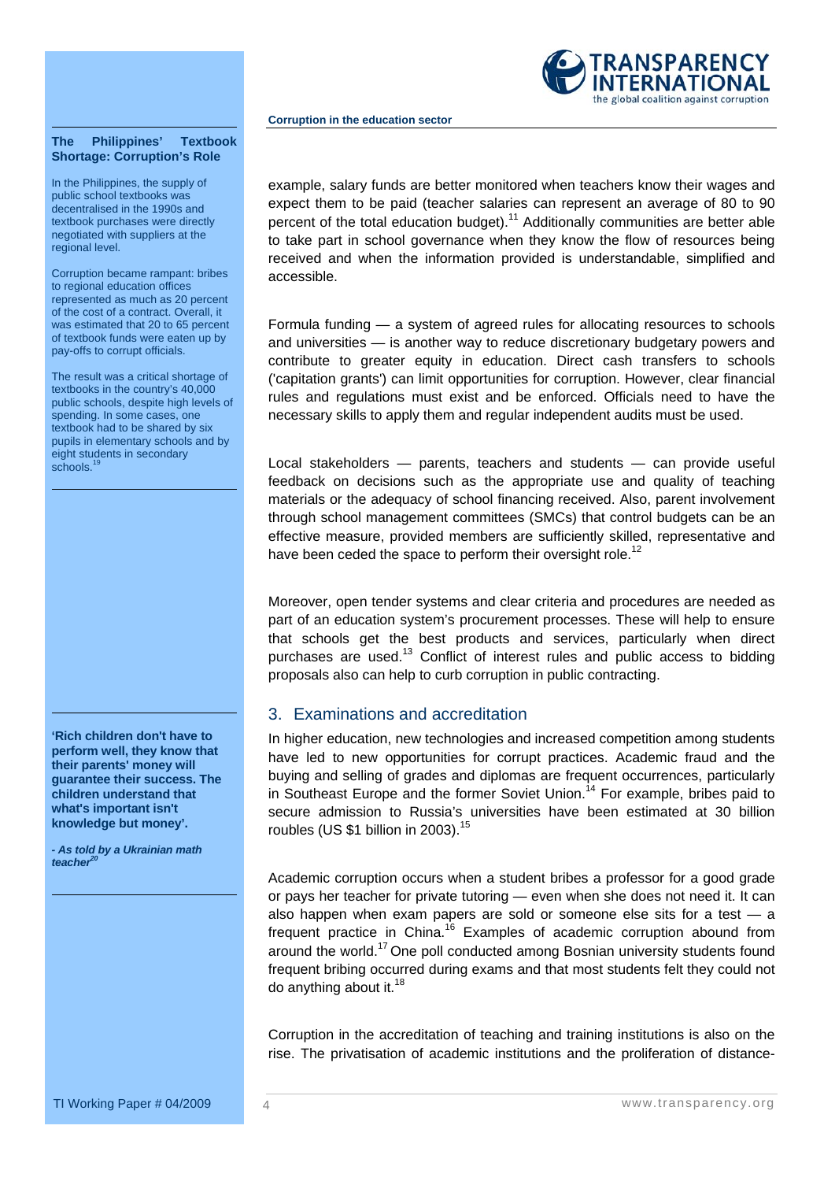example, salary funds are better monitored when teachers know their wages and expect them to be paid (teacher salaries can represent an average of 80 to 90 percent of the total education budget).[11] Additionally communities are better able to take part in school governance when they know the flow of resources being received and when the information provided is understandable, simplified and accessible.

Formula funding — a system of agreed rules for allocating resources to schools and universities — is another way to reduce discretionary budgetary powers and contribute to greater equity in education. Direct cash transfers to schools ('capitation grants') can limit opportunities for corruption. However, clear financial rules and regulations must exist and be enforced. Officials need to have the necessary skills to apply them and regular independent audits must be used.

Local stakeholders — parents, teachers and students — can provide useful feedback on decisions such as the appropriate use and quality of teaching materials or the adequacy of school financing received. Also, parent involvement through school management committees (SMCs) that control budgets can be an effective measure, provided members are sufficiently skilled, representative and have been ceded the space to perform their oversight role.[12]

Moreover, open tender systems and clear criteria and procedures are needed as part of an education system's procurement processes. These will help to ensure that schools get the best products and services, particularly when direct purchases are used.[13] Conflict of interest rules and public access to bidding proposals also can help to curb corruption in public contracting.

**The Philippines' Textbook Shortage: Corruption's Role**

In the Philippines, the supply of public school textbooks was decentralised in the 1990s and textbook purchases were directly negotiated with suppliers at the regional level.

Corruption became rampant: bribes to regional education offices represented as much as 20 percent of the cost of a contract. Overall, it was estimated that 20 to 65 percent of textbook funds were eaten up by pay-offs to corrupt officials.

The result was a critical shortage of textbooks in the country's 40,000 public schools, despite high levels of spending. In some cases, one textbook had to be shared by six pupils in elementary schools and by eight students in secondary schools.[19]

## 3. Examinations and accreditation

In higher education, new technologies and increased competition among students have led to new opportunities for corrupt practices. Academic fraud and the buying and selling of grades and diplomas are frequent occurrences, particularly in Southeast Europe and the former Soviet Union.[14] For example, bribes paid to secure admission to Russia's universities have been estimated at 30 billion roubles (US $1 billion in 2003).[15]

**'Rich children don't have to perform well, they know that their parents' money will guarantee their success. The children understand that what's important isn't knowledge but money'.**

***- As told by a Ukrainian math teacher***[20]

Academic corruption occurs when a student bribes a professor for a good grade or pays her teacher for private tutoring — even when she does not need it. It can also happen when exam papers are sold or someone else sits for a test — a frequent practice in China.[16] Examples of academic corruption abound from around the world.[17] One poll conducted among Bosnian university students found frequent bribing occurred during exams and that most students felt they could not do anything about it.[18]

Corruption in the accreditation of teaching and training institutions is also on the rise. The privatisation of academic institutions and the proliferation of distance-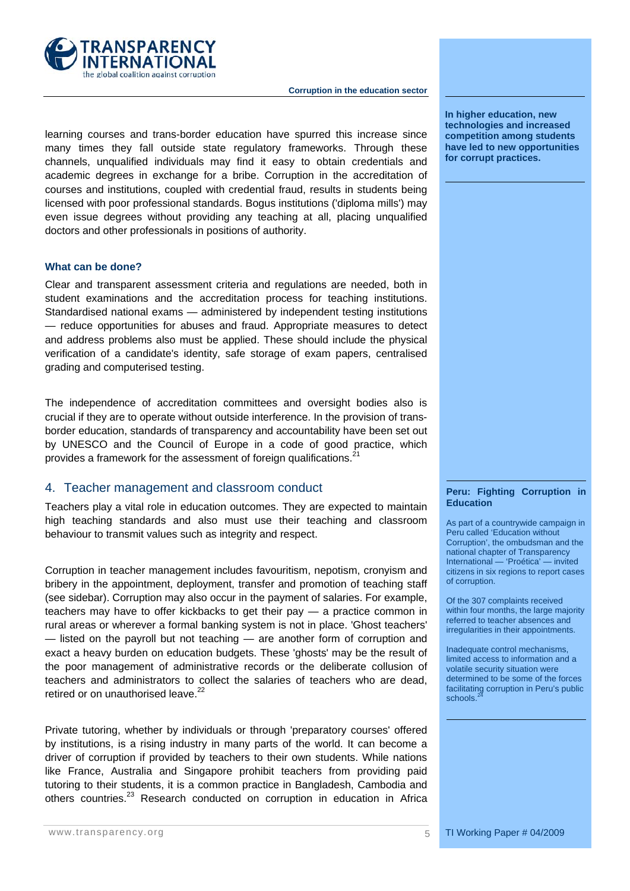learning courses and trans-border education have spurred this increase since many times they fall outside state regulatory frameworks. Through these channels, unqualified individuals may find it easy to obtain credentials and academic degrees in exchange for a bribe. Corruption in the accreditation of courses and institutions, coupled with credential fraud, results in students being licensed with poor professional standards. Bogus institutions ('diploma mills') may even issue degrees without providing any teaching at all, placing unqualified doctors and other professionals in positions of authority.

**In higher education, new technologies and increased competition among students have led to new opportunities for corrupt practices.**

### What can be done?

Clear and transparent assessment criteria and regulations are needed, both in student examinations and the accreditation process for teaching institutions. Standardised national exams — administered by independent testing institutions — reduce opportunities for abuses and fraud. Appropriate measures to detect and address problems also must be applied. These should include the physical verification of a candidate's identity, safe storage of exam papers, centralised grading and computerised testing.

The independence of accreditation committees and oversight bodies also is crucial if they are to operate without outside interference. In the provision of trans-border education, standards of transparency and accountability have been set out by UNESCO and the Council of Europe in a code of good practice, which provides a framework for the assessment of foreign qualifications.[21]

## 4. Teacher management and classroom conduct

Teachers play a vital role in education outcomes. They are expected to maintain high teaching standards and also must use their teaching and classroom behaviour to transmit values such as integrity and respect.

Corruption in teacher management includes favouritism, nepotism, cronyism and bribery in the appointment, deployment, transfer and promotion of teaching staff (see sidebar). Corruption may also occur in the payment of salaries. For example, teachers may have to offer kickbacks to get their pay — a practice common in rural areas or wherever a formal banking system is not in place. 'Ghost teachers' — listed on the payroll but not teaching — are another form of corruption and exact a heavy burden on education budgets. These 'ghosts' may be the result of the poor management of administrative records or the deliberate collusion of teachers and administrators to collect the salaries of teachers who are dead, retired or on unauthorised leave.[22]

**Peru: Fighting Corruption in Education**

As part of a countrywide campaign in Peru called 'Education without Corruption', the ombudsman and the national chapter of Transparency International — 'Proética' — invited citizens in six regions to report cases of corruption.

Of the 307 complaints received within four months, the large majority referred to teacher absences and irregularities in their appointments.

Inadequate control mechanisms, limited access to information and a volatile security situation were determined to be some of the forces facilitating corruption in Peru's public schools.[24]

Private tutoring, whether by individuals or through 'preparatory courses' offered by institutions, is a rising industry in many parts of the world. It can become a driver of corruption if provided by teachers to their own students. While nations like France, Australia and Singapore prohibit teachers from providing paid tutoring to their students, it is a common practice in Bangladesh, Cambodia and others countries.[23] Research conducted on corruption in education in Africa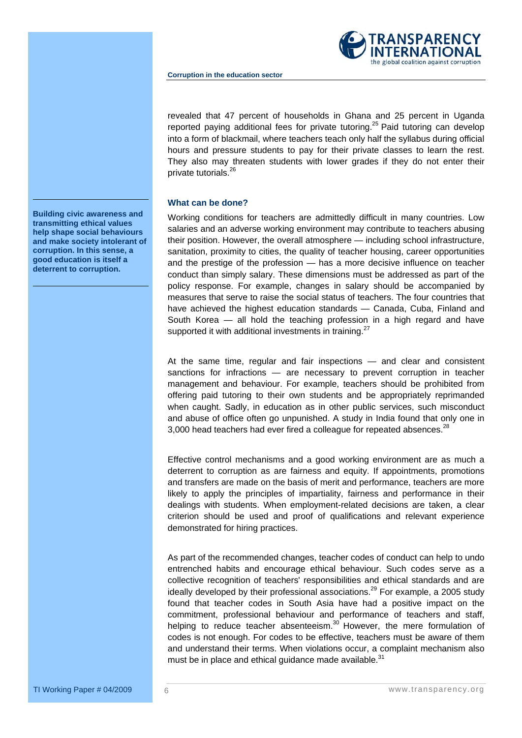revealed that 47 percent of households in Ghana and 25 percent in Uganda reported paying additional fees for private tutoring.[25] Paid tutoring can develop into a form of blackmail, where teachers teach only half the syllabus during official hours and pressure students to pay for their private classes to learn the rest. They also may threaten students with lower grades if they do not enter their private tutorials.[26]

**Building civic awareness and transmitting ethical values help shape social behaviours and make society intolerant of corruption. In this sense, a good education is itself a deterrent to corruption.**

### What can be done?

Working conditions for teachers are admittedly difficult in many countries. Low salaries and an adverse working environment may contribute to teachers abusing their position. However, the overall atmosphere — including school infrastructure, sanitation, proximity to cities, the quality of teacher housing, career opportunities and the prestige of the profession — has a more decisive influence on teacher conduct than simply salary. These dimensions must be addressed as part of the policy response. For example, changes in salary should be accompanied by measures that serve to raise the social status of teachers. The four countries that have achieved the highest education standards — Canada, Cuba, Finland and South Korea — all hold the teaching profession in a high regard and have supported it with additional investments in training.[27]

At the same time, regular and fair inspections — and clear and consistent sanctions for infractions — are necessary to prevent corruption in teacher management and behaviour. For example, teachers should be prohibited from offering paid tutoring to their own students and be appropriately reprimanded when caught. Sadly, in education as in other public services, such misconduct and abuse of office often go unpunished. A study in India found that only one in 3,000 head teachers had ever fired a colleague for repeated absences.[28]

Effective control mechanisms and a good working environment are as much a deterrent to corruption as are fairness and equity. If appointments, promotions and transfers are made on the basis of merit and performance, teachers are more likely to apply the principles of impartiality, fairness and performance in their dealings with students. When employment-related decisions are taken, a clear criterion should be used and proof of qualifications and relevant experience demonstrated for hiring practices.

As part of the recommended changes, teacher codes of conduct can help to undo entrenched habits and encourage ethical behaviour. Such codes serve as a collective recognition of teachers' responsibilities and ethical standards and are ideally developed by their professional associations.[29] For example, a 2005 study found that teacher codes in South Asia have had a positive impact on the commitment, professional behaviour and performance of teachers and staff, helping to reduce teacher absenteeism.[30] However, the mere formulation of codes is not enough. For codes to be effective, teachers must be aware of them and understand their terms. When violations occur, a complaint mechanism also must be in place and ethical guidance made available.[31]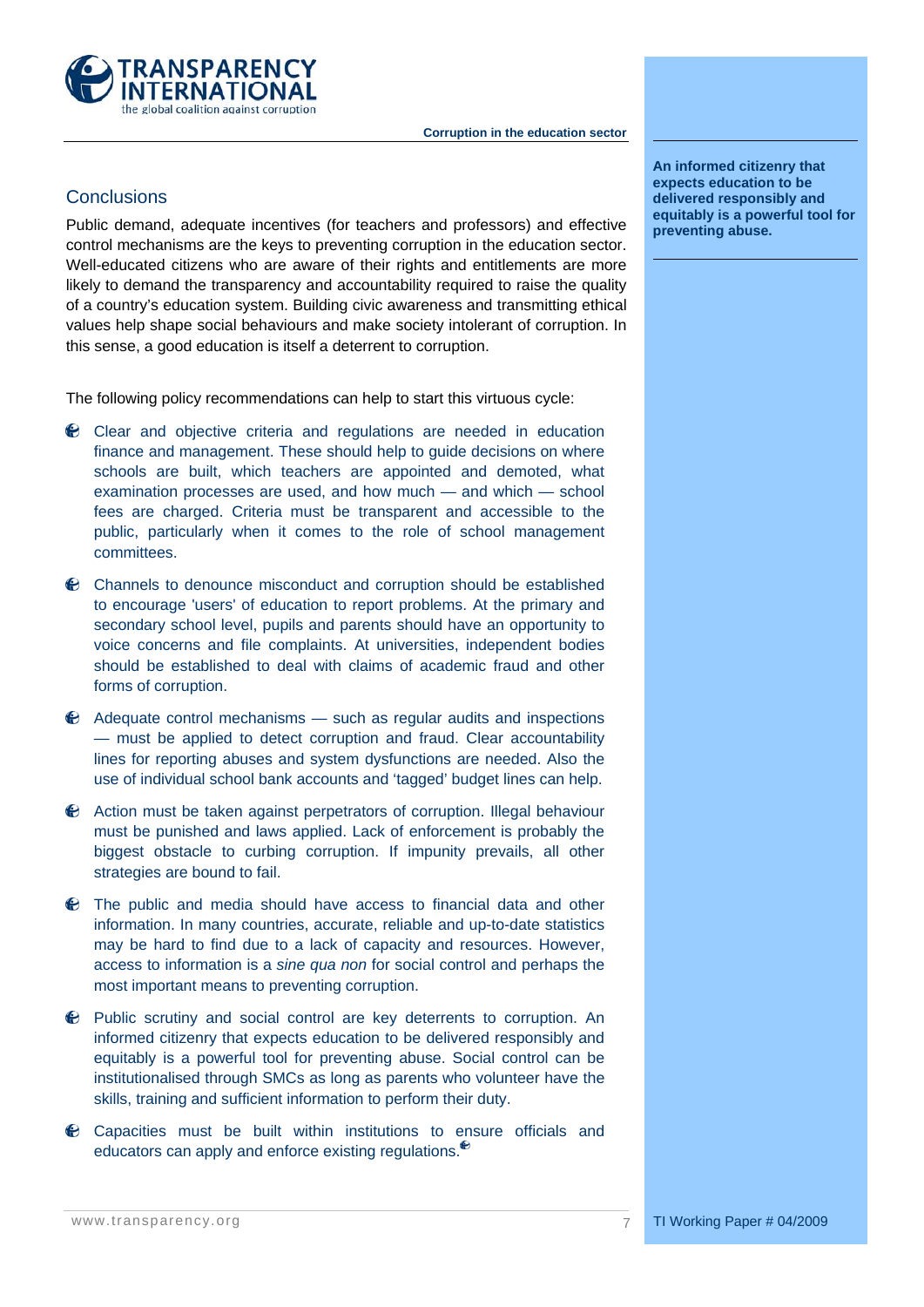## Conclusions

Public demand, adequate incentives (for teachers and professors) and effective control mechanisms are the keys to preventing corruption in the education sector. Well-educated citizens who are aware of their rights and entitlements are more likely to demand the transparency and accountability required to raise the quality of a country's education system. Building civic awareness and transmitting ethical values help shape social behaviours and make society intolerant of corruption. In this sense, a good education is itself a deterrent to corruption.

**An informed citizenry that expects education to be delivered responsibly and equitably is a powerful tool for preventing abuse.**

The following policy recommendations can help to start this virtuous cycle:

- Clear and objective criteria and regulations are needed in education finance and management. These should help to guide decisions on where schools are built, which teachers are appointed and demoted, what examination processes are used, and how much — and which — school fees are charged. Criteria must be transparent and accessible to the public, particularly when it comes to the role of school management committees.
- Channels to denounce misconduct and corruption should be established to encourage 'users' of education to report problems. At the primary and secondary school level, pupils and parents should have an opportunity to voice concerns and file complaints. At universities, independent bodies should be established to deal with claims of academic fraud and other forms of corruption.
- Adequate control mechanisms — such as regular audits and inspections — must be applied to detect corruption and fraud. Clear accountability lines for reporting abuses and system dysfunctions are needed. Also the use of individual school bank accounts and 'tagged' budget lines can help.
- Action must be taken against perpetrators of corruption. Illegal behaviour must be punished and laws applied. Lack of enforcement is probably the biggest obstacle to curbing corruption. If impunity prevails, all other strategies are bound to fail.
- The public and media should have access to financial data and other information. In many countries, accurate, reliable and up-to-date statistics may be hard to find due to a lack of capacity and resources. However, access to information is a *sine qua non* for social control and perhaps the most important means to preventing corruption.
- Public scrutiny and social control are key deterrents to corruption. An informed citizenry that expects education to be delivered responsibly and equitably is a powerful tool for preventing abuse. Social control can be institutionalised through SMCs as long as parents who volunteer have the skills, training and sufficient information to perform their duty.
- Capacities must be built within institutions to ensure officials and educators can apply and enforce existing regulations.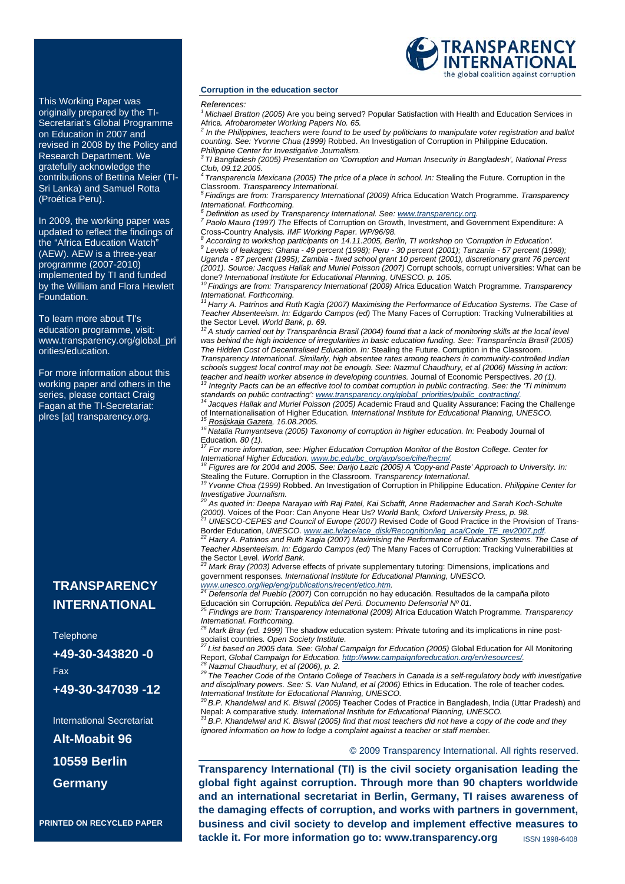This Working Paper was originally prepared by the TI-Secretariat's Global Programme on Education in 2007 and revised in 2008 by the Policy and Research Department. We gratefully acknowledge the contributions of Bettina Meier (TI-Sri Lanka) and Samuel Rotta (Proética Peru).

In 2009, the working paper was updated to reflect the findings of the "Africa Education Watch" (AEW). AEW is a three-year programme (2007-2010) implemented by TI and funded by the William and Flora Hewlett Foundation.

To learn more about TI's education programme, visit: www.transparency.org/global_priorities/education.

For more information about this working paper and others in the series, please contact Craig Fagan at the TI-Secretariat: plres [at] transparency.org.

**TRANSPARENCY INTERNATIONAL**

Telephone

**+49-30-343820 -0**

Fax

**+49-30-347039 -12**

International Secretariat

**Alt-Moabit 96**

**10559 Berlin**

**Germany**

**PRINTED ON RECYCLED PAPER**

**Corruption in the education sector**

*References:*

[1] *Michael Bratton (2005)* Are you being served? Popular Satisfaction with Health and Education Services in Africa*. Afrobarometer Working Papers No. 65.*

[2] *In the Philippines, teachers were found to be used by politicians to manipulate voter registration and ballot counting. See: Yvonne Chua (1999)* Robbed. An Investigation of Corruption in Philippine Education*. Philippine Center for Investigative Journalism.*

[3] *TI Bangladesh (2005) Presentation on 'Corruption and Human Insecurity in Bangladesh', National Press Club, 09.12.2005.*

[4] *Transparencia Mexicana (2005) The price of a place in school. In:* Stealing the Future. Corruption in the Classroom*. Transparency International.*

[5] *Findings are from: Transparency International (2009)* Africa Education Watch Programme*. Transparency International. Forthcoming.*

[6] *Definition as used by Transparency International. See: www.transparency.org.*

[7] *Paolo Mauro (1997) The* Effects of Corruption on Growth, Investment, and Government Expenditure: A Cross-Country Analysis*. IMF Working Paper. WP/96/98.*

[8] *According to workshop participants on 14.11.2005, Berlin, TI workshop on 'Corruption in Education'.*

[9] *Levels of leakages: Ghana - 49 percent (1998); Peru - 30 percent (2001); Tanzania - 57 percent (1998); Uganda - 87 percent (1995); Zambia - fixed school grant 10 percent (2001), discretionary grant 76 percent (2001). Source: Jacques Hallak and Muriel Poisson (2007)* Corrupt schools, corrupt universities: What can be done? *International Institute for Educational Planning, UNESCO. p. 105.*

[10] *Findings are from: Transparency International (2009)* Africa Education Watch Programme*. Transparency International. Forthcoming.*

[11] *Harry A. Patrinos and Ruth Kagia (2007) Maximising the Performance of Education Systems. The Case of Teacher Absenteeism. In: Edgardo Campos (ed)* The Many Faces of Corruption: Tracking Vulnerabilities at the Sector Level*. World Bank, p. 69.*

[12] *A study carried out by Transparência Brasil (2004) found that a lack of monitoring skills at the local level was behind the high incidence of irregularities in basic education funding. See: Transparência Brasil (2005) The Hidden Cost of Decentralised Education. In:* Stealing the Future. Corruption in the Classroom*. Transparency International. Similarly, high absentee rates among teachers in community-controlled Indian schools suggest local control may not be enough. See: Nazmul Chaudhury, et al (2006) Missing in action: teacher and health worker absence in developing countries.* Journal of Economic Perspectives*. 20 (1).*

[13] *Integrity Pacts can be an effective tool to combat corruption in public contracting. See the 'TI minimum standards on public contracting': www.transparency.org/global_priorities/public_contracting/.*

[14] *Jacques Hallak and Muriel Poisson (2005)* Academic Fraud and Quality Assurance: Facing the Challenge of Internationalisation of Higher Education*. International Institute for Educational Planning, UNESCO.*

[15] *Rosijskaja Gazeta, 16.08.2005.*

[16] *Natalia Rumyantseva (2005) Taxonomy of corruption in higher education. In:* Peabody Journal of Education*. 80 (1).*

[17] *For more information, see: Higher Education Corruption Monitor of the Boston College. Center for International Higher Education. www.bc.edu/bc_org/avp/soe/cihe/hecm/.*

[18] *Figures are for 2004 and 2005. See: Darijo Lazic (2005) A 'Copy-and Paste' Approach to University. In:* Stealing the Future. Corruption in the Classroom*. Transparency International.*

[19] *Yvonne Chua (1999)* Robbed. An Investigation of Corruption in Philippine Education*. Philippine Center for Investigative Journalism.*

[20] *As quoted in: Deepa Narayan with Raj Patel, Kai Schafft, Anne Rademacher and Sarah Koch-Schulte (2000).* Voices of the Poor: Can Anyone Hear Us? *World Bank, Oxford University Press, p. 98.*

[21] *UNESCO-CEPES and Council of Europe (2007)* Revised Code of Good Practice in the Provision of Trans-Border Education*, UNESCO. www.aic.lv/ace/ace_disk/Recognition/leg_aca/Code_TE_rev2007.pdf.*

[22] *Harry A. Patrinos and Ruth Kagia (2007) Maximising the Performance of Education Systems. The Case of Teacher Absenteeism. In: Edgardo Campos (ed)* The Many Faces of Corruption: Tracking Vulnerabilities at the Sector Level*. World Bank.*

[23] *Mark Bray (2003)* Adverse effects of private supplementary tutoring: Dimensions, implications and government responses*. International Institute for Educational Planning, UNESCO. www.unesco.org/iiep/eng/publications/recent/etico.htm.*

[24] *Defensoría del Pueblo (2007)* Con corrupción no hay educación. Resultados de la campaña piloto Educación sin Corrupción*. Republica del Perú. Documento Defensorial Nº 01.*

[25] *Findings are from: Transparency International (2009)* Africa Education Watch Programme*. Transparency International. Forthcoming.*

[26] *Mark Bray (ed. 1999)* The shadow education system: Private tutoring and its implications in nine post-socialist countries*. Open Society Institute.*

[27] *List based on 2005 data. See: Global Campaign for Education (2005)* Global Education for All Monitoring Report*, Global Campaign for Education. http://www.campaignforeducation.org/en/resources/.*

[28] *Nazmul Chaudhury, et al (2006), p. 2.*

[29] *The Teacher Code of the Ontario College of Teachers in Canada is a self-regulatory body with investigative and disciplinary powers. See: S. Van Nuland, et al (2006)* Ethics in Education. The role of teacher codes*. International Institute for Educational Planning, UNESCO.*

[30] *B.P. Khandelwal and K. Biswal (2005)* Teacher Codes of Practice in Bangladesh, India (Uttar Pradesh) and Nepal: A comparative study*. International Institute for Educational Planning, UNESCO.*

[31] *B.P. Khandelwal and K. Biswal (2005) find that most teachers did not have a copy of the code and they ignored information on how to lodge a complaint against a teacher or staff member.*

© 2009 Transparency International. All rights reserved.

**Transparency International (TI) is the civil society organisation leading the global fight against corruption. Through more than 90 chapters worldwide and an international secretariat in Berlin, Germany, TI raises awareness of the damaging effects of corruption, and works with partners in government, business and civil society to develop and implement effective measures to tackle it. For more information go to: www.transparency.org**

ISSN 1998-6408